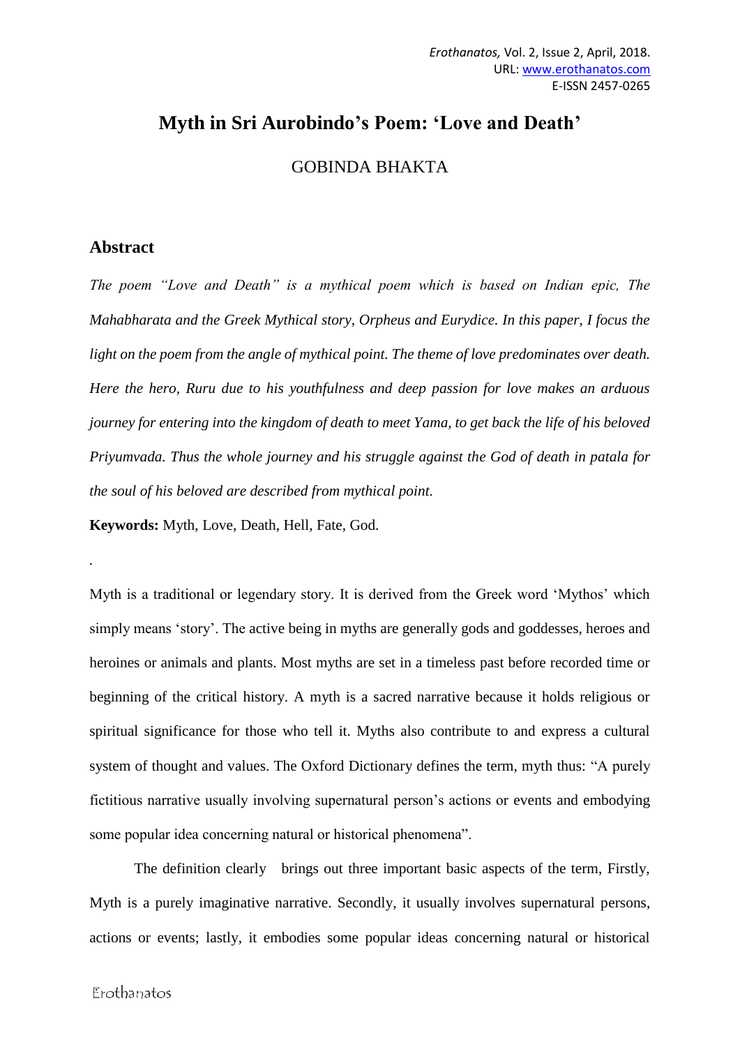# Myth in Sri Aurobindo's Poem: 'Love and Death'

GOBINDA BHAKTA

## Abstract

*The poem "Love and Death" is a mythical poem which is based on Indian epic, The Mahabharata and the Greek Mythical story, Orpheus and Eurydice. In this paper, I focus the light on the poem from the angle of mythical point. The theme of love predominates over death. Here the hero, Ruru due to his youthfulness and deep passion for love makes an arduous journey for entering into the kingdom of death to meet Yama, to get back the life of his beloved Priyumvada. Thus the whole journey and his struggle against the God of death in patala for the soul of his beloved are described from mythical point.*

**Keywords:** Myth, Love, Death, Hell, Fate, God.

.

Myth is a traditional or legendary story. It is derived from the Greek word 'Mythos' which simply means 'story'. The active being in myths are generally gods and goddesses, heroes and heroines or animals and plants. Most myths are set in a timeless past before recorded time or beginning of the critical history. A myth is a sacred narrative because it holds religious or spiritual significance for those who tell it. Myths also contribute to and express a cultural system of thought and values. The Oxford Dictionary defines the term, myth thus: "A purely fictitious narrative usually involving supernatural person's actions or events and embodying some popular idea concerning natural or historical phenomena".

The definition clearly brings out three important basic aspects of the term, Firstly, Myth is a purely imaginative narrative. Secondly, it usually involves supernatural persons, actions or events; lastly, it embodies some popular ideas concerning natural or historical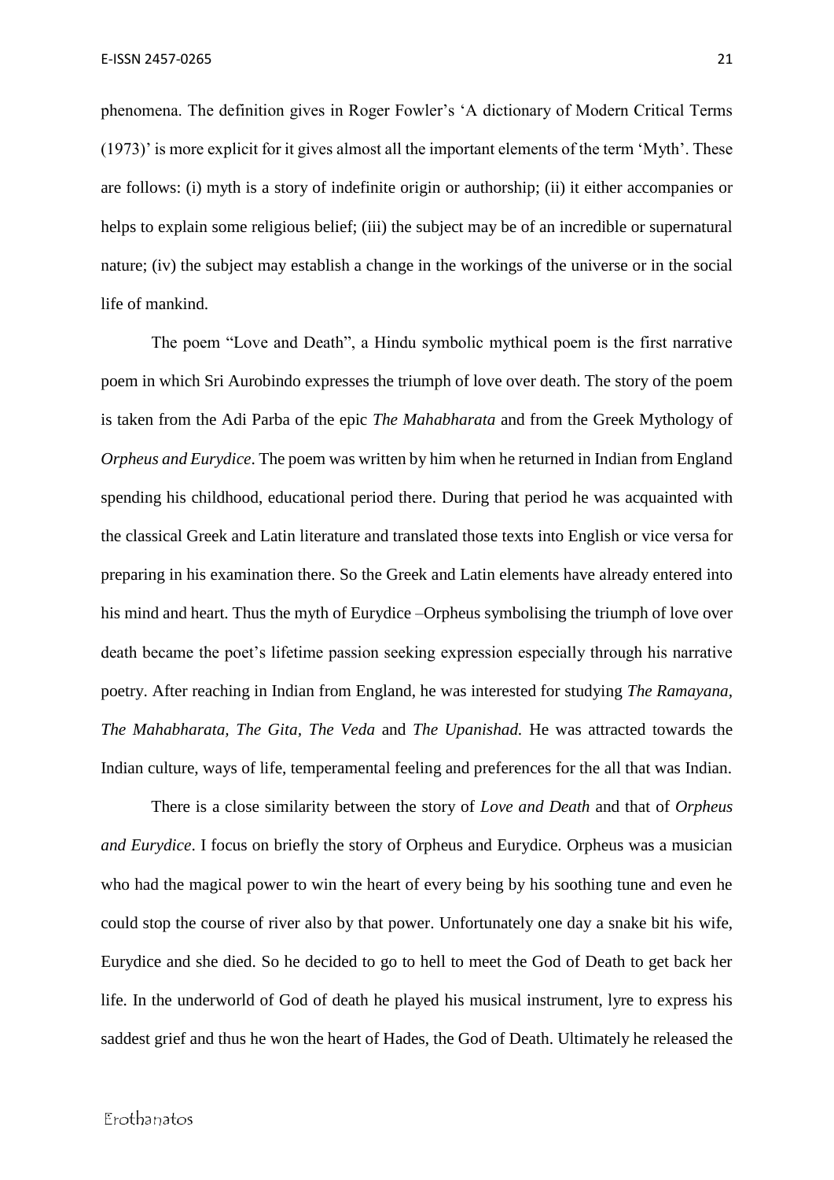phenomena. The definition gives in Roger Fowler's 'A dictionary of Modern Critical Terms (1973)' is more explicit for it gives almost all the important elements of the term 'Myth'. These are follows: (i) myth is a story of indefinite origin or authorship; (ii) it either accompanies or helps to explain some religious belief; (iii) the subject may be of an incredible or supernatural nature; (iv) the subject may establish a change in the workings of the universe or in the social life of mankind.

The poem "Love and Death", a Hindu symbolic mythical poem is the first narrative poem in which Sri Aurobindo expresses the triumph of love over death. The story of the poem is taken from the Adi Parba of the epic *The Mahabharata* and from the Greek Mythology of *Orpheus and Eurydice*. The poem was written by him when he returned in Indian from England spending his childhood, educational period there. During that period he was acquainted with the classical Greek and Latin literature and translated those texts into English or vice versa for preparing in his examination there. So the Greek and Latin elements have already entered into his mind and heart. Thus the myth of Eurydice –Orpheus symbolising the triumph of love over death became the poet's lifetime passion seeking expression especially through his narrative poetry. After reaching in Indian from England, he was interested for studying *The Ramayana, The Mahabharata, The Gita, The Veda* and *The Upanishad.* He was attracted towards the Indian culture, ways of life, temperamental feeling and preferences for the all that was Indian.

There is a close similarity between the story of *Love and Death* and that of *Orpheus and Eurydice*. I focus on briefly the story of Orpheus and Eurydice. Orpheus was a musician who had the magical power to win the heart of every being by his soothing tune and even he could stop the course of river also by that power. Unfortunately one day a snake bit his wife, Eurydice and she died. So he decided to go to hell to meet the God of Death to get back her life. In the underworld of God of death he played his musical instrument, lyre to express his saddest grief and thus he won the heart of Hades, the God of Death. Ultimately he released the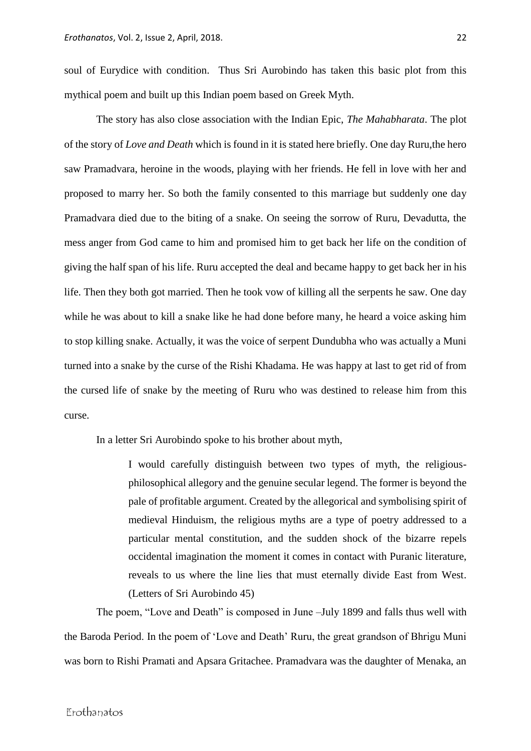soul of Eurydice with condition. Thus Sri Aurobindo has taken this basic plot from this mythical poem and built up this Indian poem based on Greek Myth.

The story has also close association with the Indian Epic, *The Mahabharata*. The plot of the story of *Love and Death* which is found in it is stated here briefly. One day Ruru,the hero saw Pramadvara, heroine in the woods, playing with her friends. He fell in love with her and proposed to marry her. So both the family consented to this marriage but suddenly one day Pramadvara died due to the biting of a snake. On seeing the sorrow of Ruru, Devadutta, the mess anger from God came to him and promised him to get back her life on the condition of giving the half span of his life. Ruru accepted the deal and became happy to get back her in his life. Then they both got married. Then he took vow of killing all the serpents he saw. One day while he was about to kill a snake like he had done before many, he heard a voice asking him to stop killing snake. Actually, it was the voice of serpent Dundubha who was actually a Muni turned into a snake by the curse of the Rishi Khadama. He was happy at last to get rid of from the cursed life of snake by the meeting of Ruru who was destined to release him from this curse.

In a letter Sri Aurobindo spoke to his brother about myth,

> I would carefully distinguish between two types of myth, the religious-philosophical allegory and the genuine secular legend. The former is beyond the pale of profitable argument. Created by the allegorical and symbolising spirit of medieval Hinduism, the religious myths are a type of poetry addressed to a particular mental constitution, and the sudden shock of the bizarre repels occidental imagination the moment it comes in contact with Puranic literature, reveals to us where the line lies that must eternally divide East from West. (Letters of Sri Aurobindo 45)

The poem, "Love and Death" is composed in June –July 1899 and falls thus well with the Baroda Period. In the poem of 'Love and Death' Ruru, the great grandson of Bhrigu Muni was born to Rishi Pramati and Apsara Gritachee. Pramadvara was the daughter of Menaka, an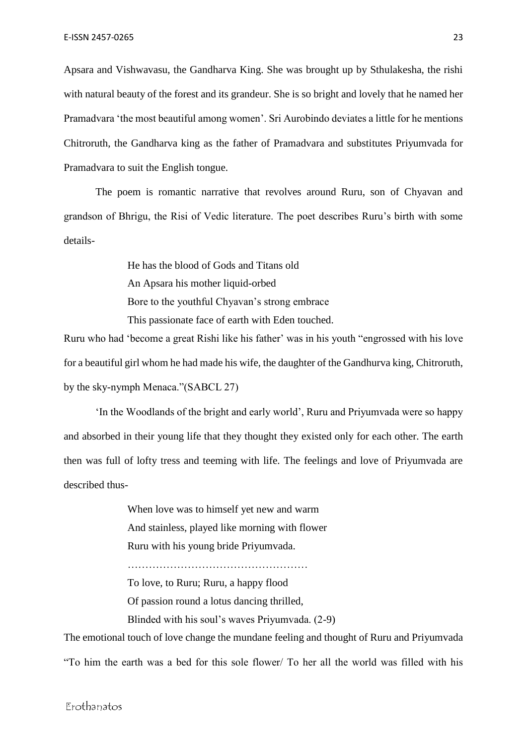Apsara and Vishwavasu, the Gandharva King. She was brought up by Sthulakesha, the rishi with natural beauty of the forest and its grandeur. She is so bright and lovely that he named her Pramadvara 'the most beautiful among women'. Sri Aurobindo deviates a little for he mentions Chitroruth, the Gandharva king as the father of Pramadvara and substitutes Priyumvada for Pramadvara to suit the English tongue.

The poem is romantic narrative that revolves around Ruru, son of Chyavan and grandson of Bhrigu, the Risi of Vedic literature. The poet describes Ruru's birth with some details-

> He has the blood of Gods and Titans old
> An Apsara his mother liquid-orbed
> Bore to the youthful Chyavan's strong embrace
> This passionate face of earth with Eden touched.

Ruru who had 'become a great Rishi like his father' was in his youth "engrossed with his love for a beautiful girl whom he had made his wife, the daughter of the Gandhurva king, Chitroruth, by the sky-nymph Menaca."(SABCL 27)

'In the Woodlands of the bright and early world', Ruru and Priyumvada were so happy and absorbed in their young life that they thought they existed only for each other. The earth then was full of lofty tress and teeming with life. The feelings and love of Priyumvada are described thus-

> When love was to himself yet new and warm
> And stainless, played like morning with flower
> Ruru with his young bride Priyumvada.
> ……………………………………………
> To love, to Ruru; Ruru, a happy flood
> Of passion round a lotus dancing thrilled,
> Blinded with his soul's waves Priyumvada. (2-9)

The emotional touch of love change the mundane feeling and thought of Ruru and Priyumvada "To him the earth was a bed for this sole flower/ To her all the world was filled with his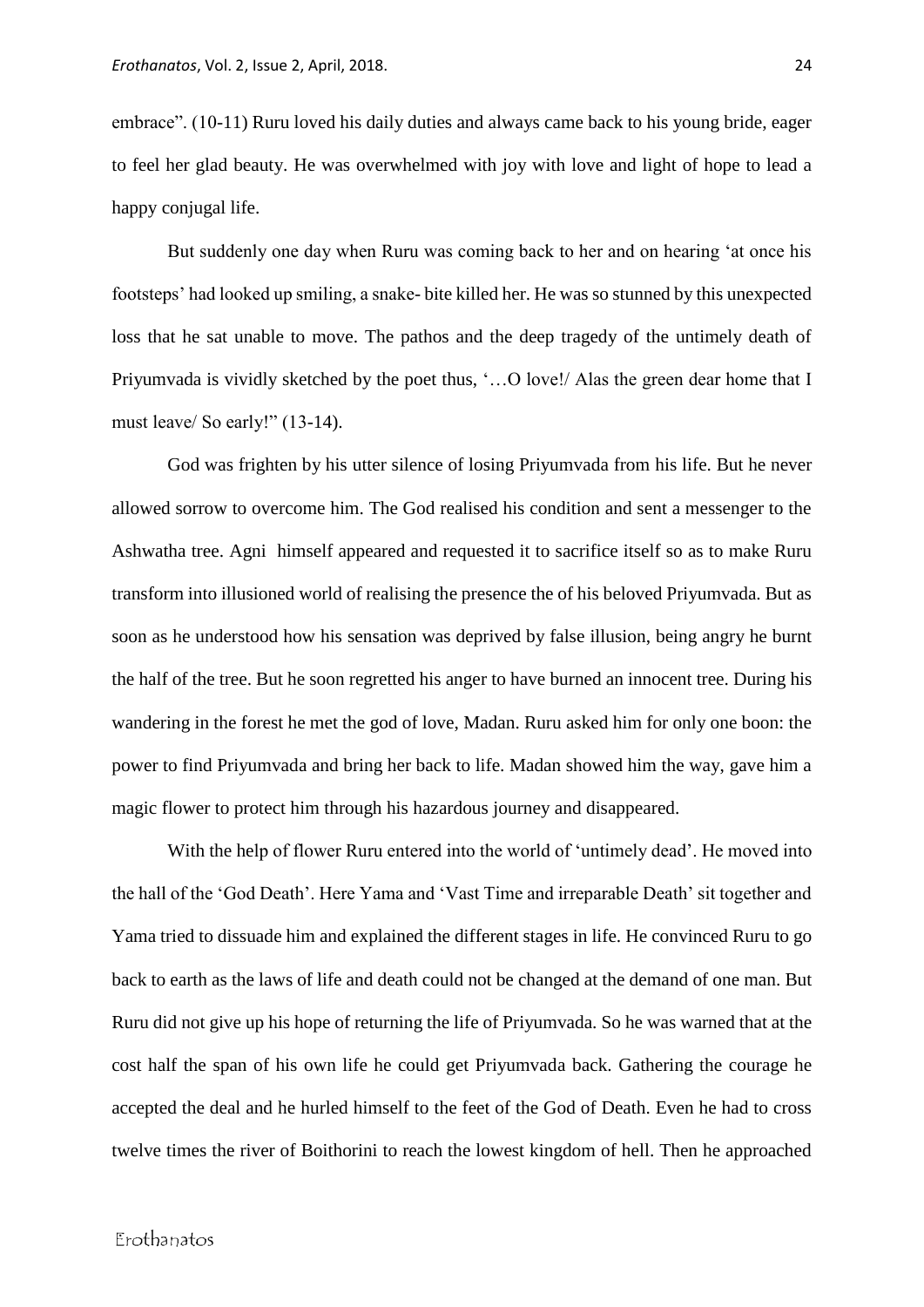embrace". (10-11) Ruru loved his daily duties and always came back to his young bride, eager to feel her glad beauty. He was overwhelmed with joy with love and light of hope to lead a happy conjugal life.

But suddenly one day when Ruru was coming back to her and on hearing 'at once his footsteps' had looked up smiling, a snake- bite killed her. He was so stunned by this unexpected loss that he sat unable to move. The pathos and the deep tragedy of the untimely death of Priyumvada is vividly sketched by the poet thus, '…O love!/ Alas the green dear home that I must leave/ So early!" (13-14).

God was frighten by his utter silence of losing Priyumvada from his life. But he never allowed sorrow to overcome him. The God realised his condition and sent a messenger to the Ashwatha tree. Agni himself appeared and requested it to sacrifice itself so as to make Ruru transform into illusioned world of realising the presence the of his beloved Priyumvada. But as soon as he understood how his sensation was deprived by false illusion, being angry he burnt the half of the tree. But he soon regretted his anger to have burned an innocent tree. During his wandering in the forest he met the god of love, Madan. Ruru asked him for only one boon: the power to find Priyumvada and bring her back to life. Madan showed him the way, gave him a magic flower to protect him through his hazardous journey and disappeared.

With the help of flower Ruru entered into the world of 'untimely dead'. He moved into the hall of the 'God Death'. Here Yama and 'Vast Time and irreparable Death' sit together and Yama tried to dissuade him and explained the different stages in life. He convinced Ruru to go back to earth as the laws of life and death could not be changed at the demand of one man. But Ruru did not give up his hope of returning the life of Priyumvada. So he was warned that at the cost half the span of his own life he could get Priyumvada back. Gathering the courage he accepted the deal and he hurled himself to the feet of the God of Death. Even he had to cross twelve times the river of Boithorini to reach the lowest kingdom of hell. Then he approached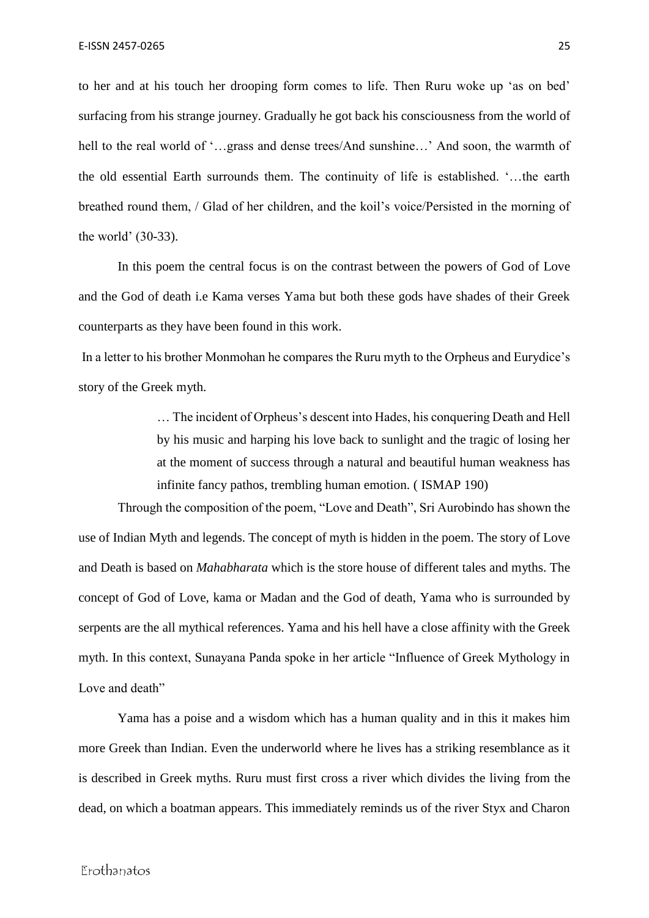to her and at his touch her drooping form comes to life. Then Ruru woke up 'as on bed' surfacing from his strange journey. Gradually he got back his consciousness from the world of hell to the real world of '…grass and dense trees/And sunshine…' And soon, the warmth of the old essential Earth surrounds them. The continuity of life is established. '…the earth breathed round them, / Glad of her children, and the koil's voice/Persisted in the morning of the world' (30-33).

In this poem the central focus is on the contrast between the powers of God of Love and the God of death i.e Kama verses Yama but both these gods have shades of their Greek counterparts as they have been found in this work.

In a letter to his brother Monmohan he compares the Ruru myth to the Orpheus and Eurydice's story of the Greek myth.

> … The incident of Orpheus's descent into Hades, his conquering Death and Hell by his music and harping his love back to sunlight and the tragic of losing her at the moment of success through a natural and beautiful human weakness has infinite fancy pathos, trembling human emotion. ( ISMAP 190)

Through the composition of the poem, "Love and Death", Sri Aurobindo has shown the use of Indian Myth and legends. The concept of myth is hidden in the poem. The story of Love and Death is based on *Mahabharata* which is the store house of different tales and myths. The concept of God of Love, kama or Madan and the God of death, Yama who is surrounded by serpents are the all mythical references. Yama and his hell have a close affinity with the Greek myth. In this context, Sunayana Panda spoke in her article "Influence of Greek Mythology in Love and death"

Yama has a poise and a wisdom which has a human quality and in this it makes him more Greek than Indian. Even the underworld where he lives has a striking resemblance as it is described in Greek myths. Ruru must first cross a river which divides the living from the dead, on which a boatman appears. This immediately reminds us of the river Styx and Charon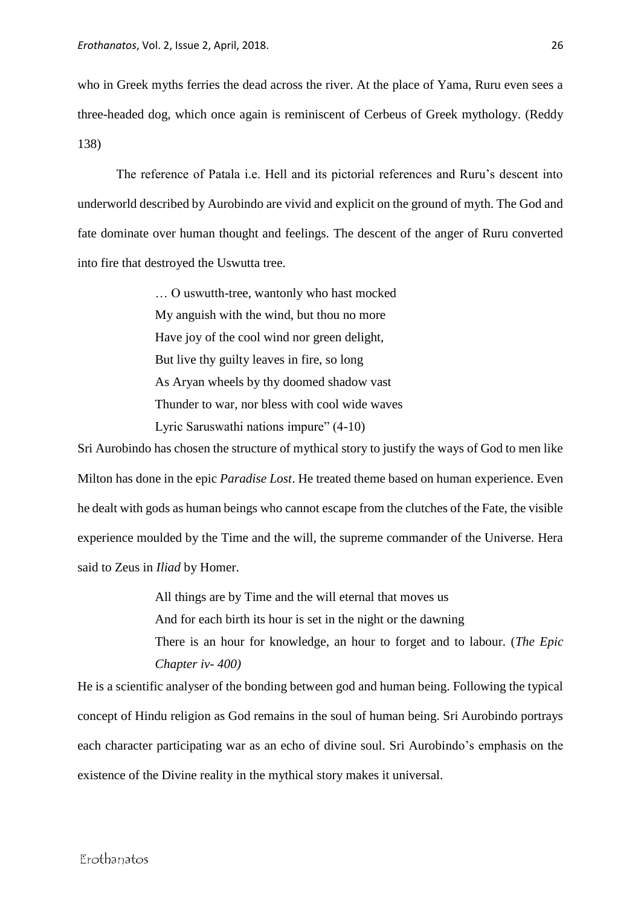who in Greek myths ferries the dead across the river. At the place of Yama, Ruru even sees a three-headed dog, which once again is reminiscent of Cerbeus of Greek mythology. (Reddy 138)

The reference of Patala i.e. Hell and its pictorial references and Ruru's descent into underworld described by Aurobindo are vivid and explicit on the ground of myth. The God and fate dominate over human thought and feelings. The descent of the anger of Ruru converted into fire that destroyed the Uswutta tree.

> … O uswutth-tree, wantonly who hast mocked
> My anguish with the wind, but thou no more
> Have joy of the cool wind nor green delight,
> But live thy guilty leaves in fire, so long
> As Aryan wheels by thy doomed shadow vast
> Thunder to war, nor bless with cool wide waves
> Lyric Saruswathi nations impure" (4-10)

Sri Aurobindo has chosen the structure of mythical story to justify the ways of God to men like Milton has done in the epic *Paradise Lost*. He treated theme based on human experience. Even he dealt with gods as human beings who cannot escape from the clutches of the Fate, the visible experience moulded by the Time and the will, the supreme commander of the Universe. Hera said to Zeus in *Iliad* by Homer.

> All things are by Time and the will eternal that moves us
> And for each birth its hour is set in the night or the dawning
> There is an hour for knowledge, an hour to forget and to labour. (*The Epic Chapter iv- 400)*

He is a scientific analyser of the bonding between god and human being. Following the typical concept of Hindu religion as God remains in the soul of human being. Sri Aurobindo portrays each character participating war as an echo of divine soul. Sri Aurobindo's emphasis on the existence of the Divine reality in the mythical story makes it universal.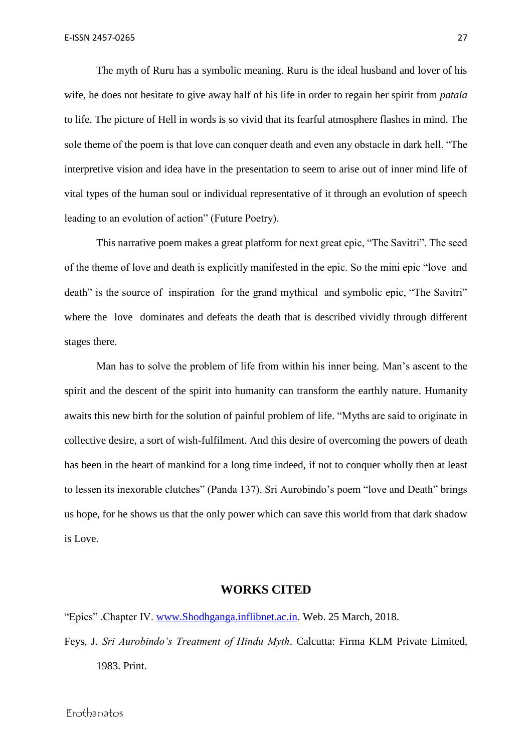The myth of Ruru has a symbolic meaning. Ruru is the ideal husband and lover of his wife, he does not hesitate to give away half of his life in order to regain her spirit from *patala* to life. The picture of Hell in words is so vivid that its fearful atmosphere flashes in mind. The sole theme of the poem is that love can conquer death and even any obstacle in dark hell. "The interpretive vision and idea have in the presentation to seem to arise out of inner mind life of vital types of the human soul or individual representative of it through an evolution of speech leading to an evolution of action" (Future Poetry).

This narrative poem makes a great platform for next great epic, "The Savitri". The seed of the theme of love and death is explicitly manifested in the epic. So the mini epic "love and death" is the source of inspiration for the grand mythical and symbolic epic, "The Savitri" where the love dominates and defeats the death that is described vividly through different stages there.

Man has to solve the problem of life from within his inner being. Man's ascent to the spirit and the descent of the spirit into humanity can transform the earthly nature. Humanity awaits this new birth for the solution of painful problem of life. "Myths are said to originate in collective desire, a sort of wish-fulfilment. And this desire of overcoming the powers of death has been in the heart of mankind for a long time indeed, if not to conquer wholly then at least to lessen its inexorable clutches" (Panda 137). Sri Aurobindo's poem "love and Death" brings us hope, for he shows us that the only power which can save this world from that dark shadow is Love.

## WORKS CITED

"Epics" .Chapter IV. www.Shodhganga.inflibnet.ac.in. Web. 25 March, 2018.

Feys, J. *Sri Aurobindo's Treatment of Hindu Myth*. Calcutta: Firma KLM Private Limited, 1983. Print.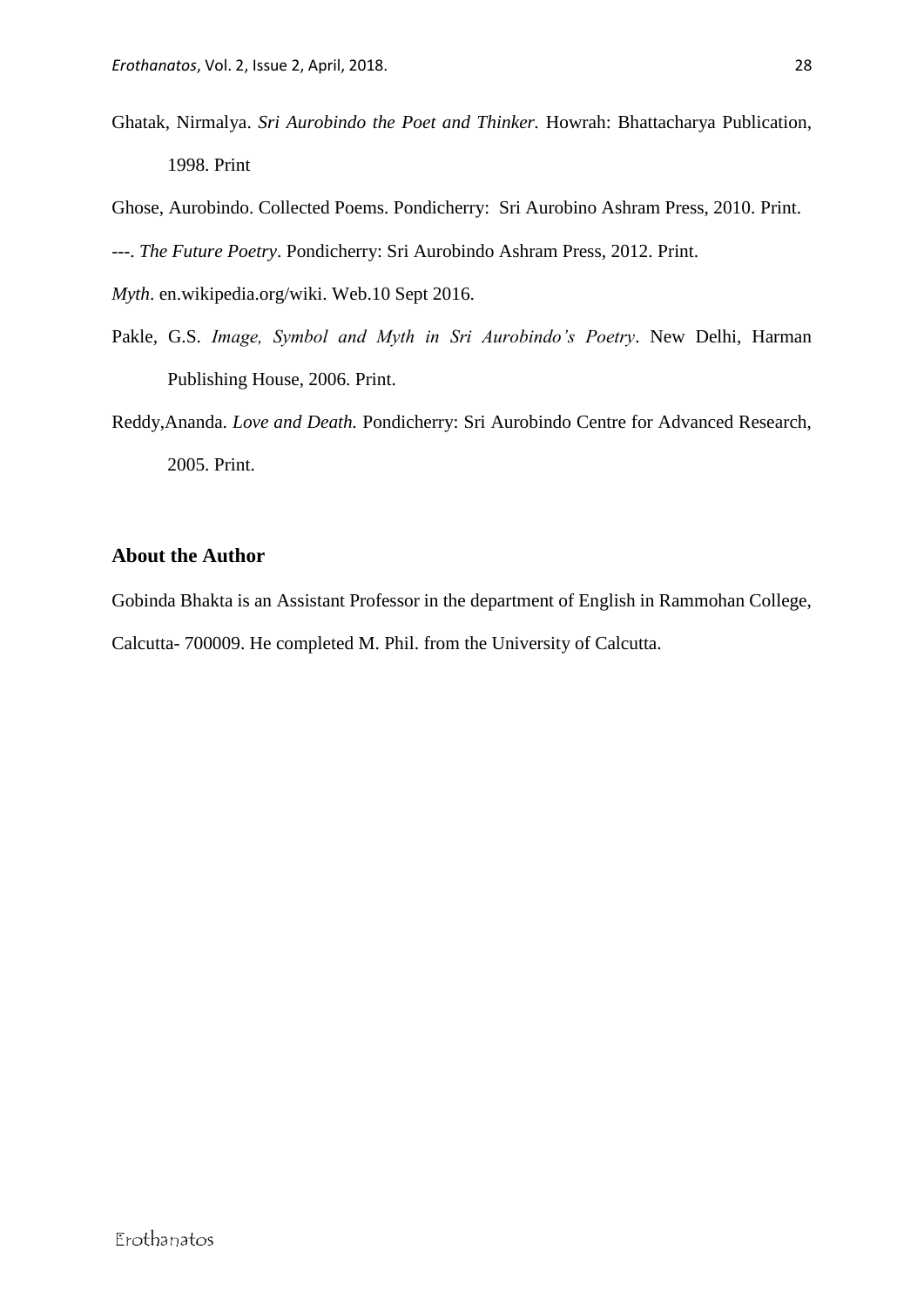Ghatak, Nirmalya. *Sri Aurobindo the Poet and Thinker.* Howrah: Bhattacharya Publication, 1998. Print

Ghose, Aurobindo. Collected Poems. Pondicherry: Sri Aurobino Ashram Press, 2010. Print.

---. *The Future Poetry*. Pondicherry: Sri Aurobindo Ashram Press, 2012. Print.

*Myth*. en.wikipedia.org/wiki. Web.10 Sept 2016.

Pakle, G.S. *Image, Symbol and Myth in Sri Aurobindo's Poetry*. New Delhi, Harman Publishing House, 2006. Print.

Reddy,Ananda. *Love and Death.* Pondicherry: Sri Aurobindo Centre for Advanced Research, 2005. Print.

## About the Author

Gobinda Bhakta is an Assistant Professor in the department of English in Rammohan College, Calcutta- 700009. He completed M. Phil. from the University of Calcutta.